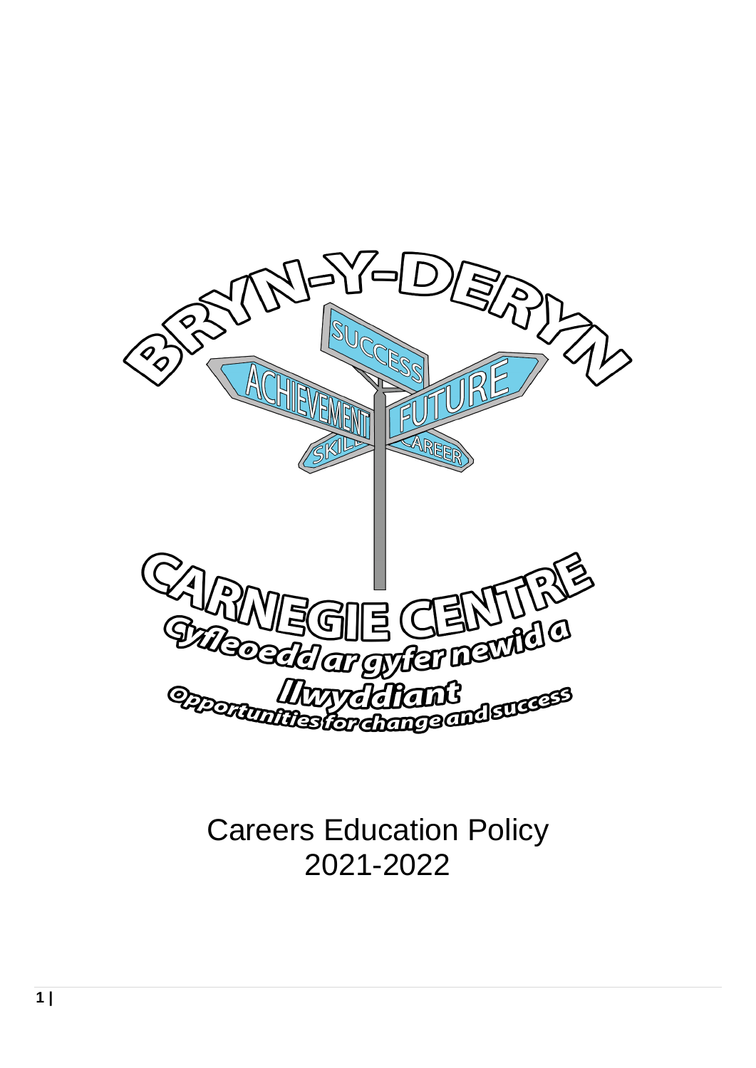BRYN-Y-DERYN

SUCCESS

ACHIEVEMENT

FUTURE

SKILL

CAREER

CARNEGIE CENTRE

Cyfleoedd ar gyfer newid a llwyddiant

Opportunities for change and success

# Careers Education Policy
2021-2022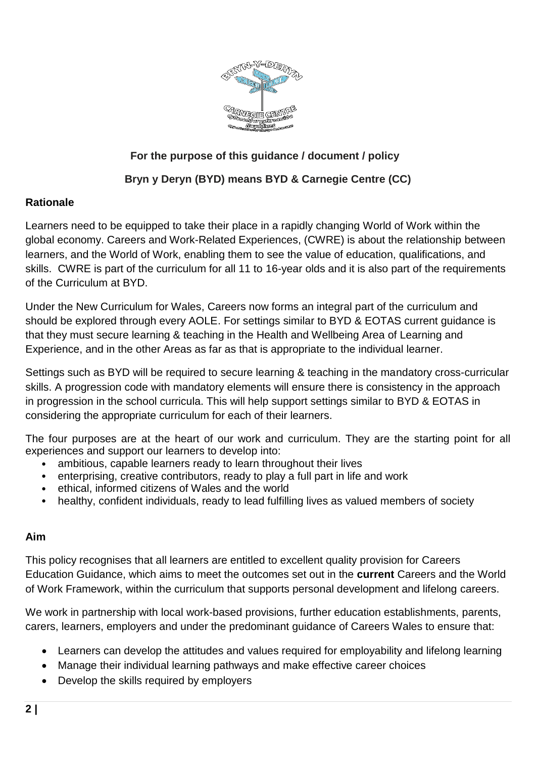**For the purpose of this guidance / document / policy**

**Bryn y Deryn (BYD) means BYD & Carnegie Centre (CC)**

## Rationale

Learners need to be equipped to take their place in a rapidly changing World of Work within the global economy. Careers and Work-Related Experiences, (CWRE) is about the relationship between learners, and the World of Work, enabling them to see the value of education, qualifications, and skills. CWRE is part of the curriculum for all 11 to 16-year olds and it is also part of the requirements of the Curriculum at BYD.

Under the New Curriculum for Wales, Careers now forms an integral part of the curriculum and should be explored through every AOLE. For settings similar to BYD & EOTAS current guidance is that they must secure learning & teaching in the Health and Wellbeing Area of Learning and Experience, and in the other Areas as far as that is appropriate to the individual learner.

Settings such as BYD will be required to secure learning & teaching in the mandatory cross-curricular skills. A progression code with mandatory elements will ensure there is consistency in the approach in progression in the school curricula. This will help support settings similar to BYD & EOTAS in considering the appropriate curriculum for each of their learners.

The four purposes are at the heart of our work and curriculum. They are the starting point for all experiences and support our learners to develop into:

- ambitious, capable learners ready to learn throughout their lives
- enterprising, creative contributors, ready to play a full part in life and work
- ethical, informed citizens of Wales and the world
- healthy, confident individuals, ready to lead fulfilling lives as valued members of society

## Aim

This policy recognises that all learners are entitled to excellent quality provision for Careers Education Guidance, which aims to meet the outcomes set out in the **current** Careers and the World of Work Framework, within the curriculum that supports personal development and lifelong careers.

We work in partnership with local work-based provisions, further education establishments, parents, carers, learners, employers and under the predominant guidance of Careers Wales to ensure that:

- Learners can develop the attitudes and values required for employability and lifelong learning
- Manage their individual learning pathways and make effective career choices
- Develop the skills required by employers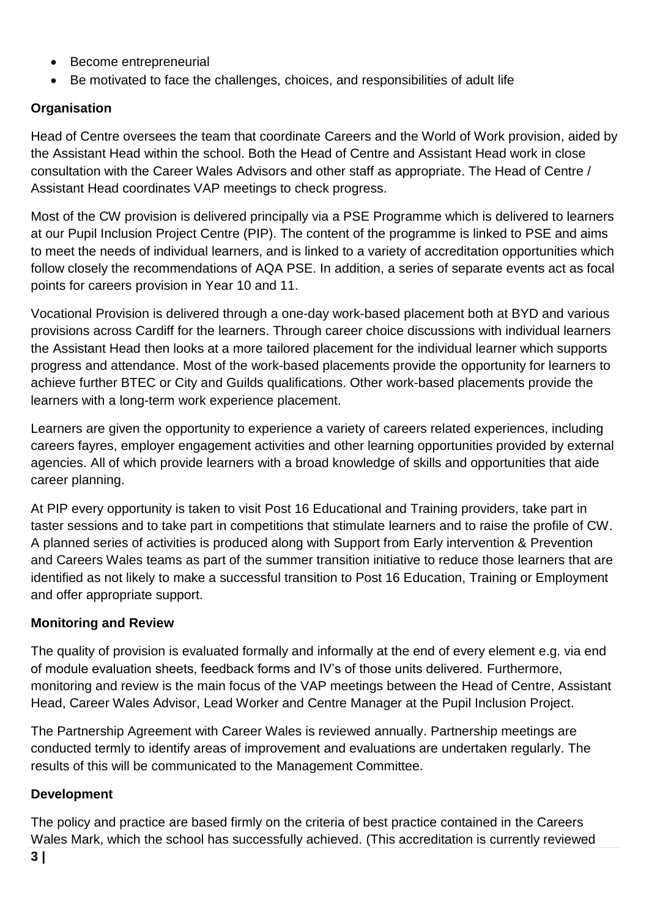- Become entrepreneurial
- Be motivated to face the challenges, choices, and responsibilities of adult life

**Organisation**

Head of Centre oversees the team that coordinate Careers and the World of Work provision, aided by the Assistant Head within the school. Both the Head of Centre and Assistant Head work in close consultation with the Career Wales Advisors and other staff as appropriate. The Head of Centre / Assistant Head coordinates VAP meetings to check progress.

Most of the CW provision is delivered principally via a PSE Programme which is delivered to learners at our Pupil Inclusion Project Centre (PIP). The content of the programme is linked to PSE and aims to meet the needs of individual learners, and is linked to a variety of accreditation opportunities which follow closely the recommendations of AQA PSE. In addition, a series of separate events act as focal points for careers provision in Year 10 and 11.

Vocational Provision is delivered through a one-day work-based placement both at BYD and various provisions across Cardiff for the learners. Through career choice discussions with individual learners the Assistant Head then looks at a more tailored placement for the individual learner which supports progress and attendance. Most of the work-based placements provide the opportunity for learners to achieve further BTEC or City and Guilds qualifications. Other work-based placements provide the learners with a long-term work experience placement.

Learners are given the opportunity to experience a variety of careers related experiences, including careers fayres, employer engagement activities and other learning opportunities provided by external agencies. All of which provide learners with a broad knowledge of skills and opportunities that aide career planning.

At PIP every opportunity is taken to visit Post 16 Educational and Training providers, take part in taster sessions and to take part in competitions that stimulate learners and to raise the profile of CW. A planned series of activities is produced along with Support from Early intervention & Prevention and Careers Wales teams as part of the summer transition initiative to reduce those learners that are identified as not likely to make a successful transition to Post 16 Education, Training or Employment and offer appropriate support.

**Monitoring and Review**

The quality of provision is evaluated formally and informally at the end of every element e.g. via end of module evaluation sheets, feedback forms and IV's of those units delivered. Furthermore, monitoring and review is the main focus of the VAP meetings between the Head of Centre, Assistant Head, Career Wales Advisor, Lead Worker and Centre Manager at the Pupil Inclusion Project.

The Partnership Agreement with Career Wales is reviewed annually. Partnership meetings are conducted termly to identify areas of improvement and evaluations are undertaken regularly. The results of this will be communicated to the Management Committee.

**Development**

The policy and practice are based firmly on the criteria of best practice contained in the Careers Wales Mark, which the school has successfully achieved. (This accreditation is currently reviewed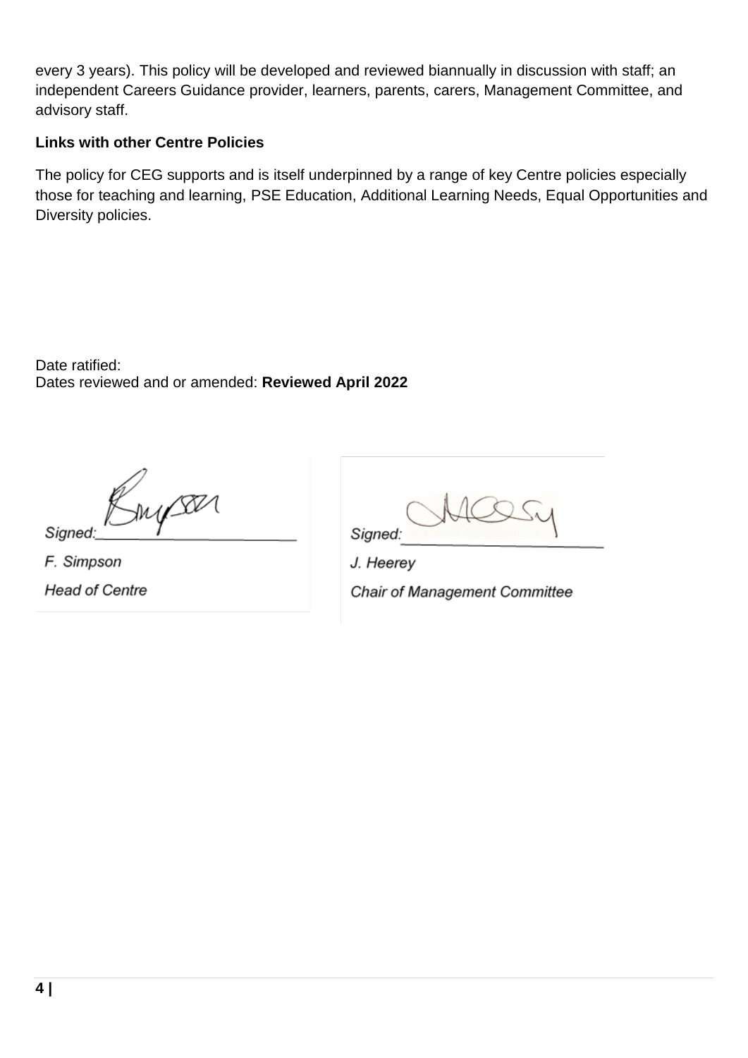every 3 years). This policy will be developed and reviewed biannually in discussion with staff; an independent Careers Guidance provider, learners, parents, carers, Management Committee, and advisory staff.

**Links with other Centre Policies**

The policy for CEG supports and is itself underpinned by a range of key Centre policies especially those for teaching and learning, PSE Education, Additional Learning Needs, Equal Opportunities and Diversity policies.

Date ratified:
Dates reviewed and or amended: **Reviewed April 2022**

*Signed:*

*F. Simpson*

*Head of Centre*

*Signed:*

*J. Heerey*

*Chair of Management Committee*